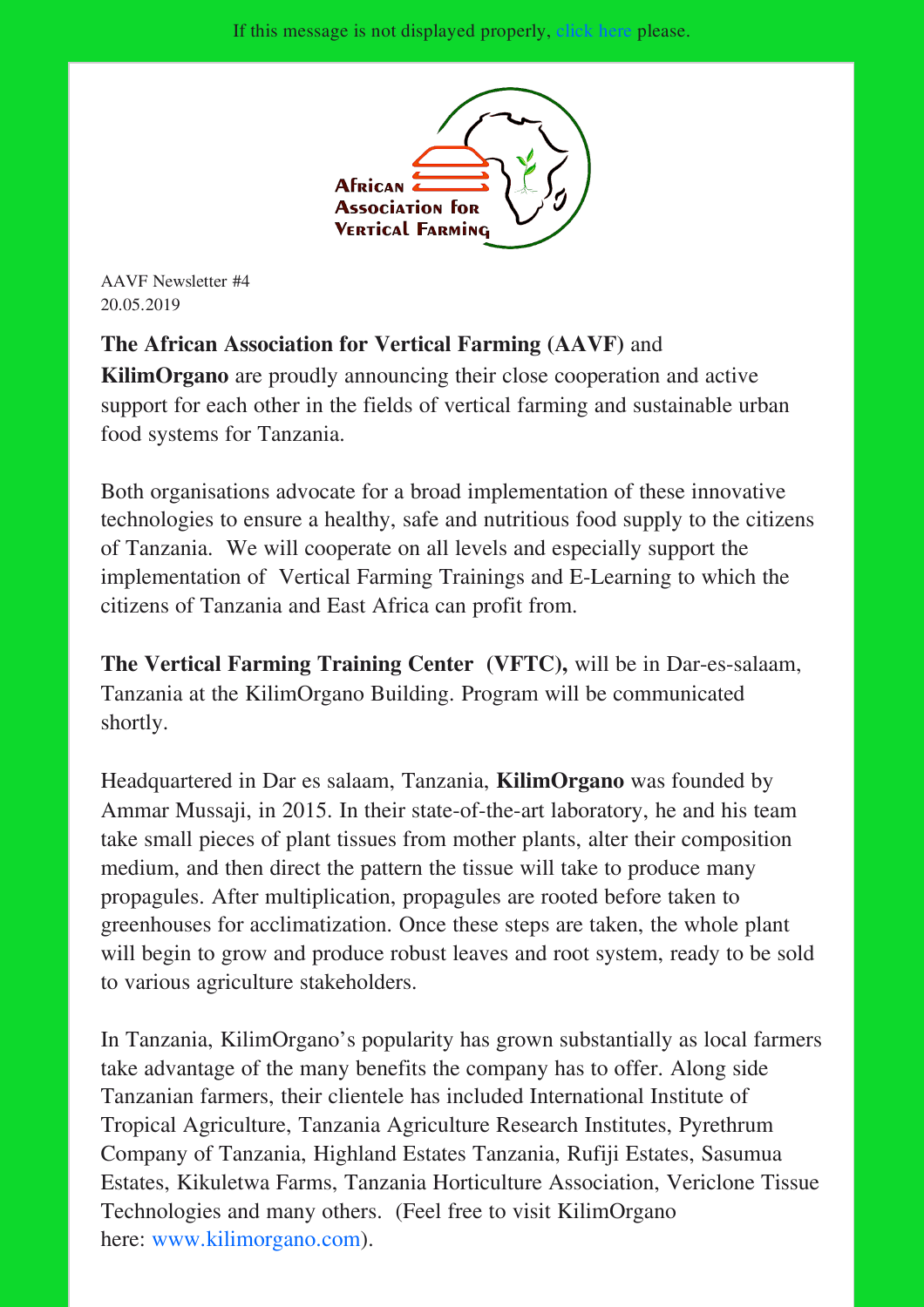If this message is not displayed properly, click here please.

African Association for Vertical Farming

AAVF Newsletter #4
20.05.2019

**The African Association for Vertical Farming (AAVF)** and **KilimOrgano** are proudly announcing their close cooperation and active support for each other in the fields of vertical farming and sustainable urban food systems for Tanzania.

Both organisations advocate for a broad implementation of these innovative technologies to ensure a healthy, safe and nutritious food supply to the citizens of Tanzania. We will cooperate on all levels and especially support the implementation of Vertical Farming Trainings and E-Learning to which the citizens of Tanzania and East Africa can profit from.

**The Vertical Farming Training Center (VFTC),** will be in Dar-es-salaam, Tanzania at the KilimOrgano Building. Program will be communicated shortly.

Headquartered in Dar es salaam, Tanzania, **KilimOrgano** was founded by Ammar Mussaji, in 2015. In their state-of-the-art laboratory, he and his team take small pieces of plant tissues from mother plants, alter their composition medium, and then direct the pattern the tissue will take to produce many propagules. After multiplication, propagules are rooted before taken to greenhouses for acclimatization. Once these steps are taken, the whole plant will begin to grow and produce robust leaves and root system, ready to be sold to various agriculture stakeholders.

In Tanzania, KilimOrgano's popularity has grown substantially as local farmers take advantage of the many benefits the company has to offer. Along side Tanzanian farmers, their clientele has included International Institute of Tropical Agriculture, Tanzania Agriculture Research Institutes, Pyrethrum Company of Tanzania, Highland Estates Tanzania, Rufiji Estates, Sasumua Estates, Kikuletwa Farms, Tanzania Horticulture Association, Vericlone Tissue Technologies and many others. (Feel free to visit KilimOrgano here: www.kilimorgano.com).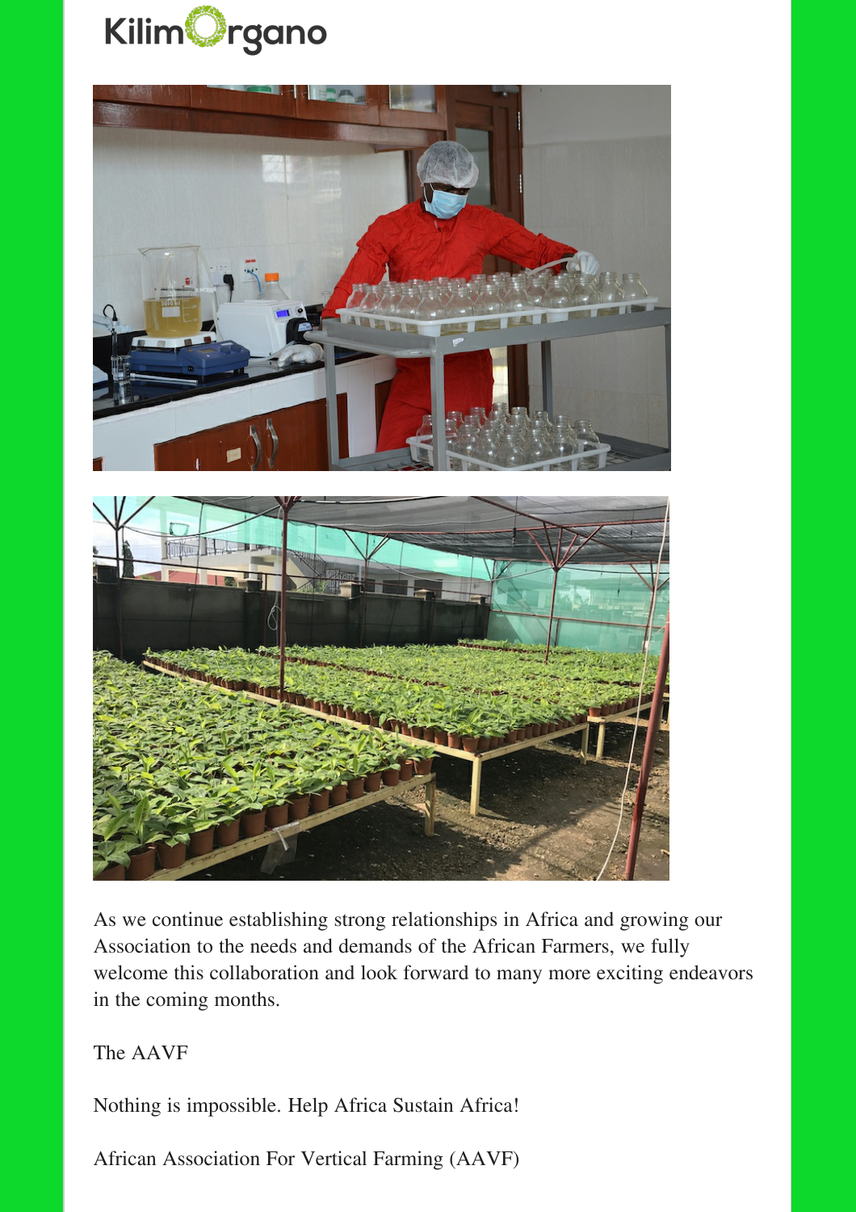KilimOrgano

As we continue establishing strong relationships in Africa and growing our Association to the needs and demands of the African Farmers, we fully welcome this collaboration and look forward to many more exciting endeavors in the coming months.

The AAVF

Nothing is impossible. Help Africa Sustain Africa!

African Association For Vertical Farming (AAVF)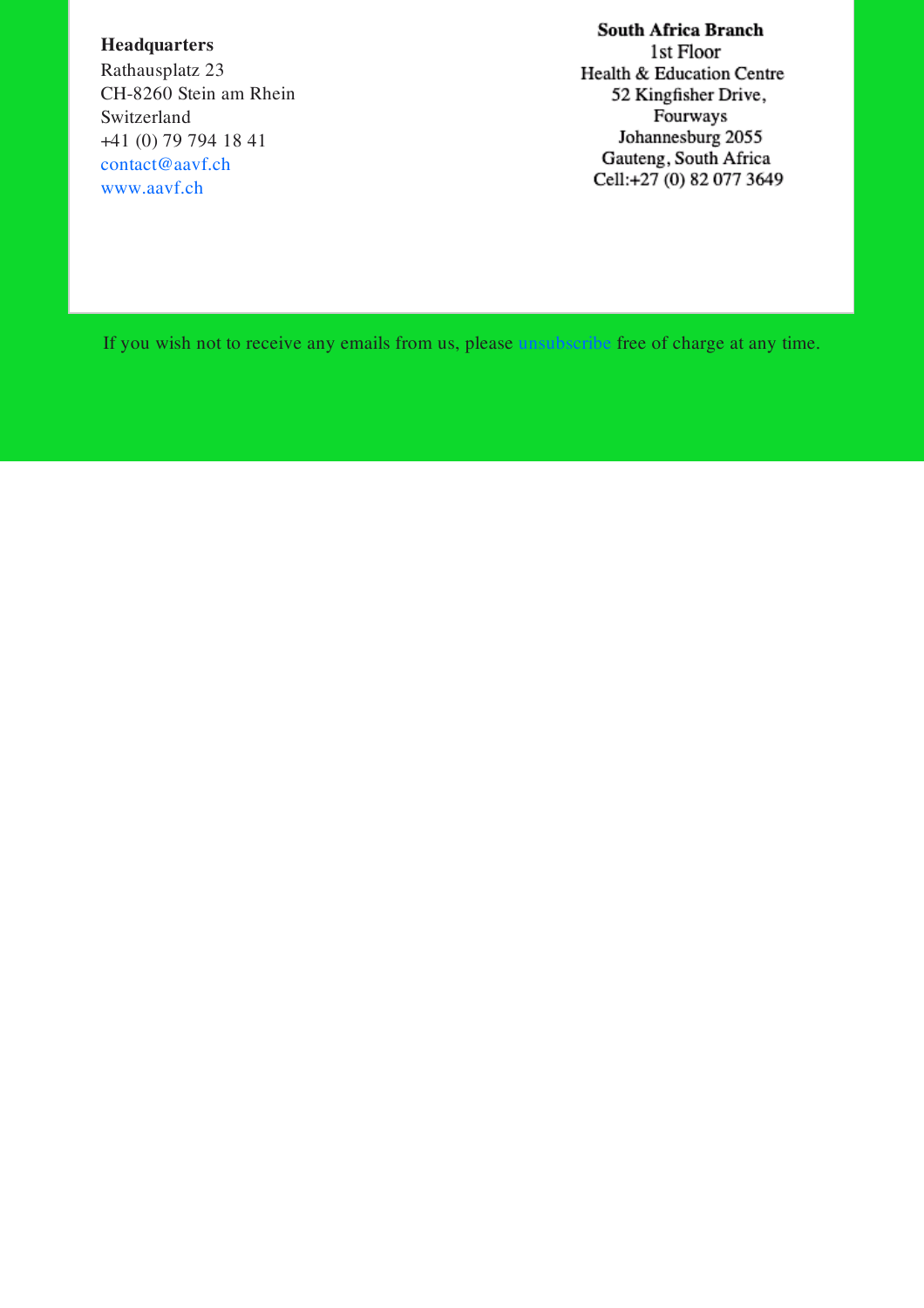**Headquarters**
Rathausplatz 23
CH-8260 Stein am Rhein
Switzerland
+41 (0) 79 794 18 41
contact@aavf.ch
www.aavf.ch

**South Africa Branch**
1st Floor
Health & Education Centre
52 Kingfisher Drive,
Fourways
Johannesburg 2055
Gauteng, South Africa
Cell:+27 (0) 82 077 3649

If you wish not to receive any emails from us, please unsubscribe free of charge at any time.